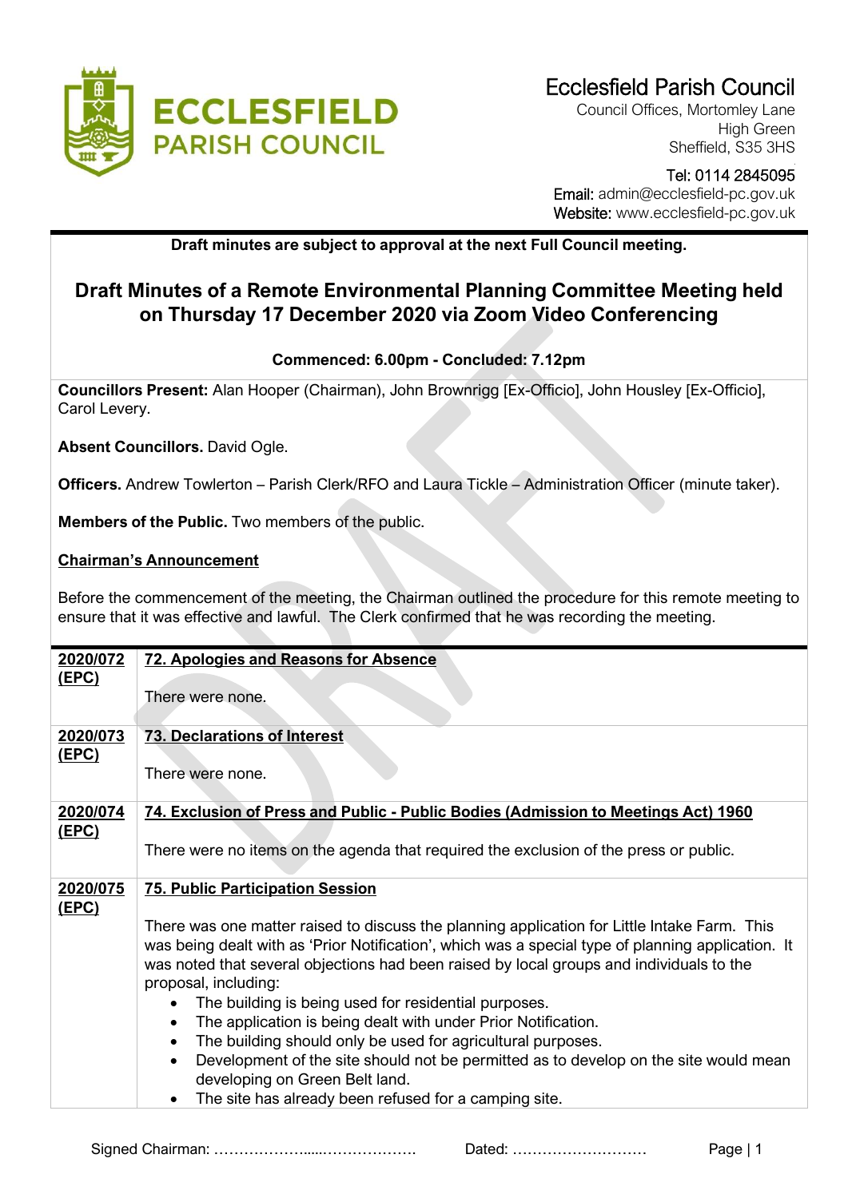# Ecclesfield Parish Council

Council Offices, Mortomley Lane
High Green
Sheffield, S35 3HS

Tel: 0114 2845095
Email: admin@ecclesfield-pc.gov.uk
Website: www.ecclesfield-pc.gov.uk

**Draft minutes are subject to approval at the next Full Council meeting.**

## Draft Minutes of a Remote Environmental Planning Committee Meeting held on Thursday 17 December 2020 via Zoom Video Conferencing

**Commenced: 6.00pm - Concluded: 7.12pm**

**Councillors Present:** Alan Hooper (Chairman), John Brownrigg [Ex-Officio], John Housley [Ex-Officio], Carol Levery.

**Absent Councillors.** David Ogle.

**Officers.** Andrew Towlerton – Parish Clerk/RFO and Laura Tickle – Administration Officer (minute taker).

**Members of the Public.** Two members of the public.

**Chairman's Announcement**

Before the commencement of the meeting, the Chairman outlined the procedure for this remote meeting to ensure that it was effective and lawful. The Clerk confirmed that he was recording the meeting.

| | |
|---|---|
| **2020/072 (EPC)** | **72. Apologies and Reasons for Absence**<br><br>There were none. |
| **2020/073 (EPC)** | **73. Declarations of Interest**<br><br>There were none. |
| **2020/074 (EPC)** | **74. Exclusion of Press and Public - Public Bodies (Admission to Meetings Act) 1960**<br><br>There were no items on the agenda that required the exclusion of the press or public. |
| **2020/075 (EPC)** | **75. Public Participation Session**<br><br>There was one matter raised to discuss the planning application for Little Intake Farm. This was being dealt with as 'Prior Notification', which was a special type of planning application. It was noted that several objections had been raised by local groups and individuals to the proposal, including:<br>• The building is being used for residential purposes.<br>• The application is being dealt with under Prior Notification.<br>• The building should only be used for agricultural purposes.<br>• Development of the site should not be permitted as to develop on the site would mean developing on Green Belt land.<br>• The site has already been refused for a camping site. |

Signed Chairman: ………………....………………. Dated: ………………………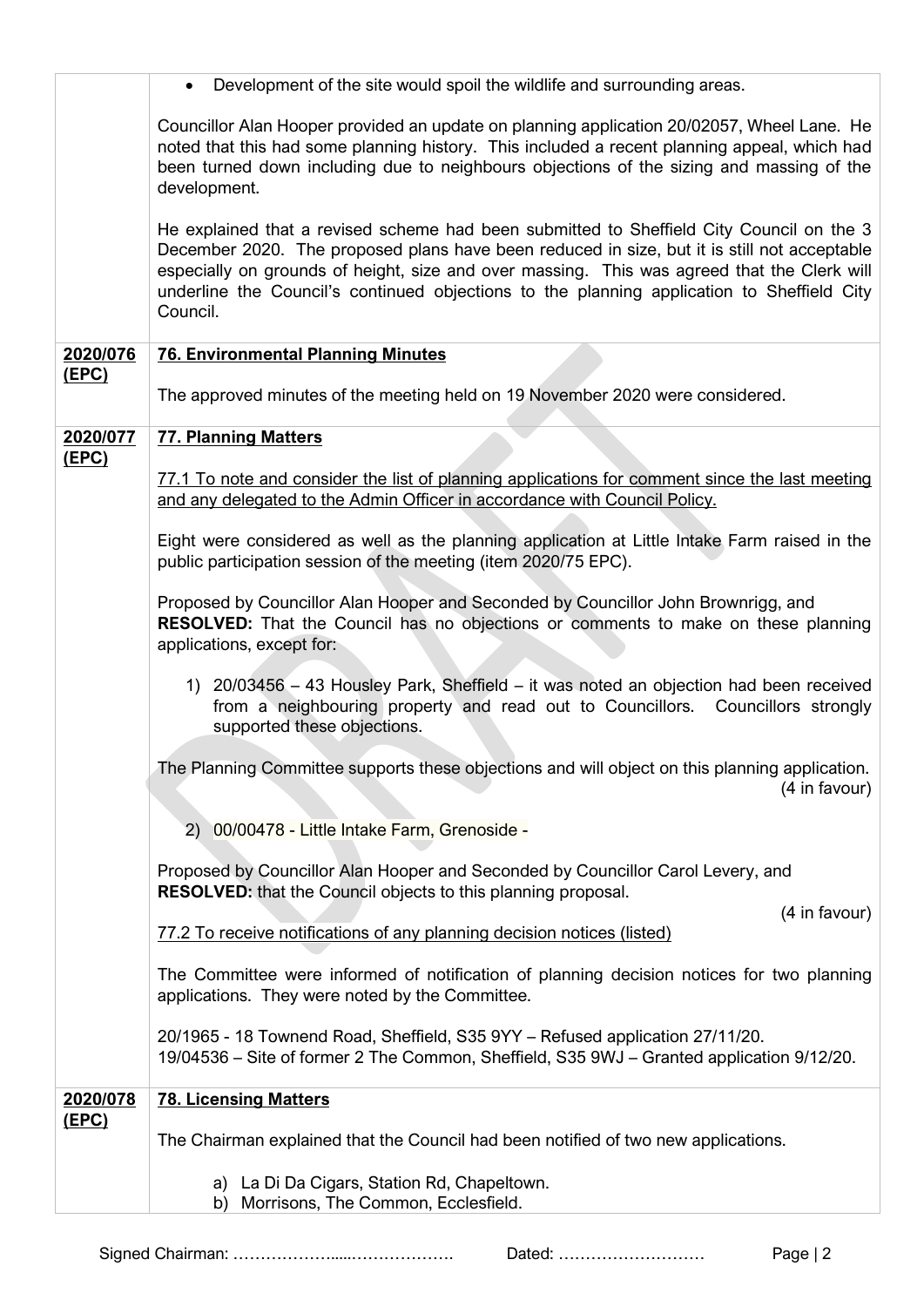| | |
|---|---|
| | • Development of the site would spoil the wildlife and surrounding areas.<br><br>Councillor Alan Hooper provided an update on planning application 20/02057, Wheel Lane. He noted that this had some planning history. This included a recent planning appeal, which had been turned down including due to neighbours objections of the sizing and massing of the development.<br><br>He explained that a revised scheme had been submitted to Sheffield City Council on the 3 December 2020. The proposed plans have been reduced in size, but it is still not acceptable especially on grounds of height, size and over massing. This was agreed that the Clerk will underline the Council's continued objections to the planning application to Sheffield City Council. |
| **2020/076 (EPC)** | **76. Environmental Planning Minutes**<br><br>The approved minutes of the meeting held on 19 November 2020 were considered. |
| **2020/077 (EPC)** | **77. Planning Matters**<br><br>77.1 To note and consider the list of planning applications for comment since the last meeting and any delegated to the Admin Officer in accordance with Council Policy.<br><br>Eight were considered as well as the planning application at Little Intake Farm raised in the public participation session of the meeting (item 2020/75 EPC).<br><br>Proposed by Councillor Alan Hooper and Seconded by Councillor John Brownrigg, and **RESOLVED:** That the Council has no objections or comments to make on these planning applications, except for:<br><br>1) 20/03456 – 43 Housley Park, Sheffield – it was noted an objection had been received from a neighbouring property and read out to Councillors. Councillors strongly supported these objections.<br><br>The Planning Committee supports these objections and will object on this planning application. (4 in favour)<br><br>2) 00/00478 - Little Intake Farm, Grenoside -<br><br>Proposed by Councillor Alan Hooper and Seconded by Councillor Carol Levery, and **RESOLVED:** that the Council objects to this planning proposal. (4 in favour)<br><br>77.2 To receive notifications of any planning decision notices (listed)<br><br>The Committee were informed of notification of planning decision notices for two planning applications. They were noted by the Committee.<br><br>20/1965 - 18 Townend Road, Sheffield, S35 9YY – Refused application 27/11/20.<br>19/04536 – Site of former 2 The Common, Sheffield, S35 9WJ – Granted application 9/12/20. |
| **2020/078 (EPC)** | **78. Licensing Matters**<br><br>The Chairman explained that the Council had been notified of two new applications.<br><br>a) La Di Da Cigars, Station Rd, Chapeltown.<br>b) Morrisons, The Common, Ecclesfield. |

Signed Chairman: ………………....………………. Dated: ………………………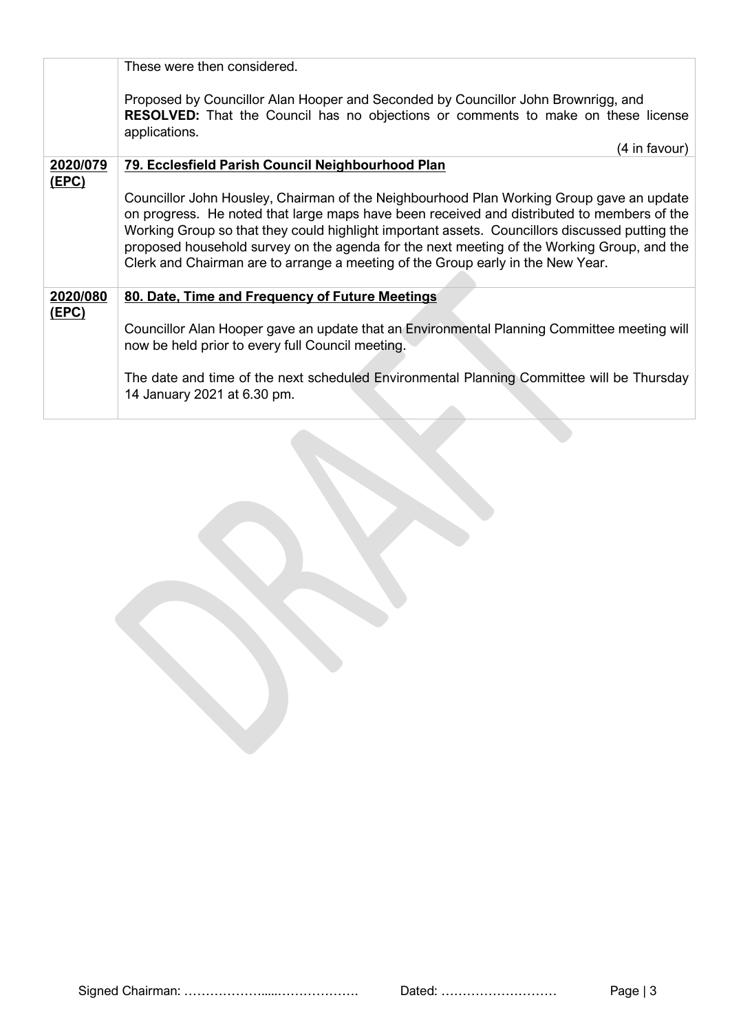| | |
|---|---|
| | These were then considered.<br><br>Proposed by Councillor Alan Hooper and Seconded by Councillor John Brownrigg, and **RESOLVED:** That the Council has no objections or comments to make on these license applications.<br><br>(4 in favour) |
| **2020/079 (EPC)** | **79. Ecclesfield Parish Council Neighbourhood Plan**<br><br>Councillor John Housley, Chairman of the Neighbourhood Plan Working Group gave an update on progress. He noted that large maps have been received and distributed to members of the Working Group so that they could highlight important assets. Councillors discussed putting the proposed household survey on the agenda for the next meeting of the Working Group, and the Clerk and Chairman are to arrange a meeting of the Group early in the New Year. |
| **2020/080 (EPC)** | **80. Date, Time and Frequency of Future Meetings**<br><br>Councillor Alan Hooper gave an update that an Environmental Planning Committee meeting will now be held prior to every full Council meeting.<br><br>The date and time of the next scheduled Environmental Planning Committee will be Thursday 14 January 2021 at 6.30 pm. |

DRAFT

Signed Chairman: ………………....………………. Dated: ………………………